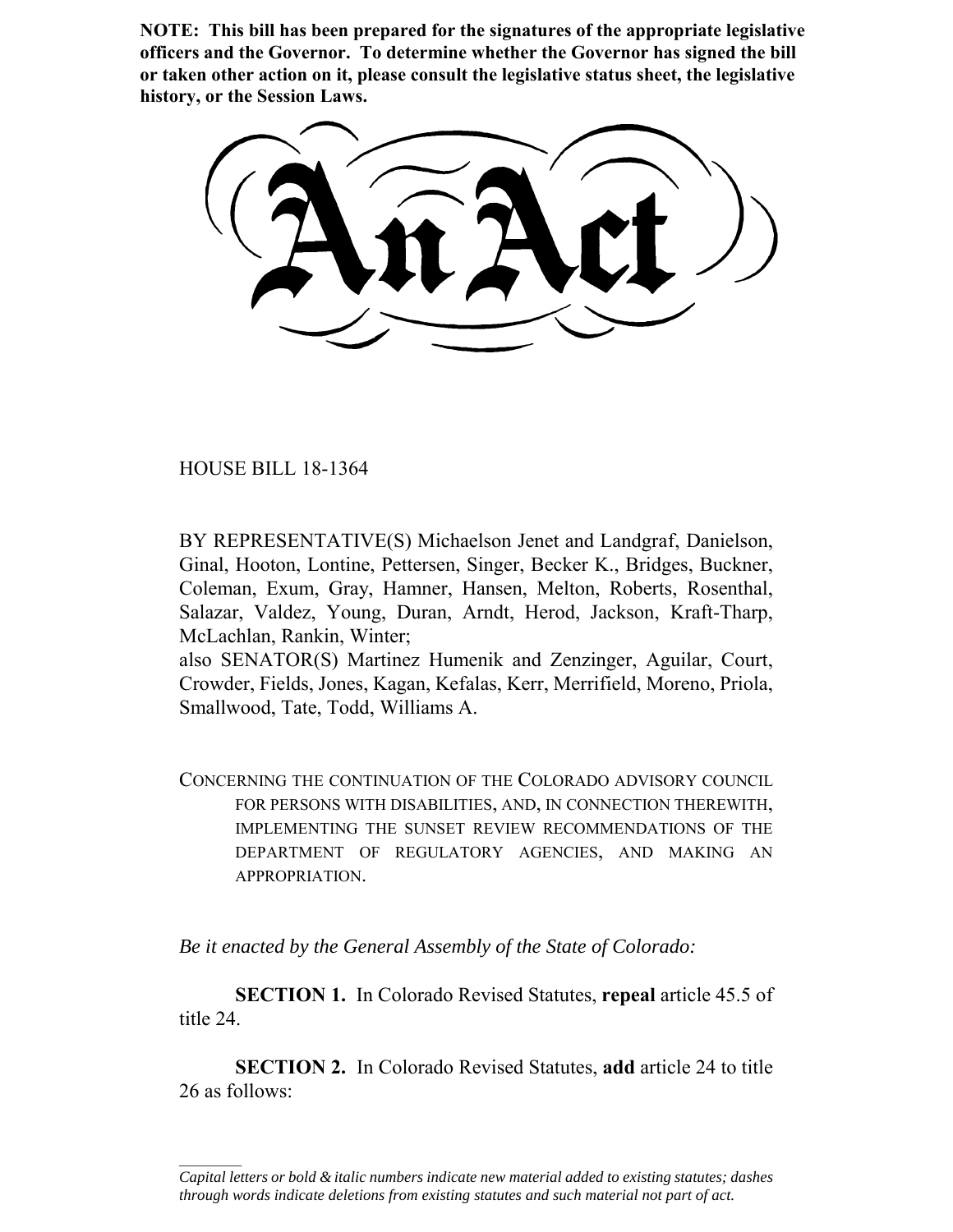**NOTE: This bill has been prepared for the signatures of the appropriate legislative officers and the Governor. To determine whether the Governor has signed the bill or taken other action on it, please consult the legislative status sheet, the legislative history, or the Session Laws.**

# An Act

HOUSE BILL 18-1364

BY REPRESENTATIVE(S) Michaelson Jenet and Landgraf, Danielson, Ginal, Hooton, Lontine, Pettersen, Singer, Becker K., Bridges, Buckner, Coleman, Exum, Gray, Hamner, Hansen, Melton, Roberts, Rosenthal, Salazar, Valdez, Young, Duran, Arndt, Herod, Jackson, Kraft-Tharp, McLachlan, Rankin, Winter;
also SENATOR(S) Martinez Humenik and Zenzinger, Aguilar, Court, Crowder, Fields, Jones, Kagan, Kefalas, Kerr, Merrifield, Moreno, Priola, Smallwood, Tate, Todd, Williams A.

CONCERNING THE CONTINUATION OF THE COLORADO ADVISORY COUNCIL FOR PERSONS WITH DISABILITIES, AND, IN CONNECTION THEREWITH, IMPLEMENTING THE SUNSET REVIEW RECOMMENDATIONS OF THE DEPARTMENT OF REGULATORY AGENCIES, AND MAKING AN APPROPRIATION.

*Be it enacted by the General Assembly of the State of Colorado:*

**SECTION 1.** In Colorado Revised Statutes, **repeal** article 45.5 of title 24.

**SECTION 2.** In Colorado Revised Statutes, **add** article 24 to title 26 as follows:

*Capital letters or bold & italic numbers indicate new material added to existing statutes; dashes through words indicate deletions from existing statutes and such material not part of act.*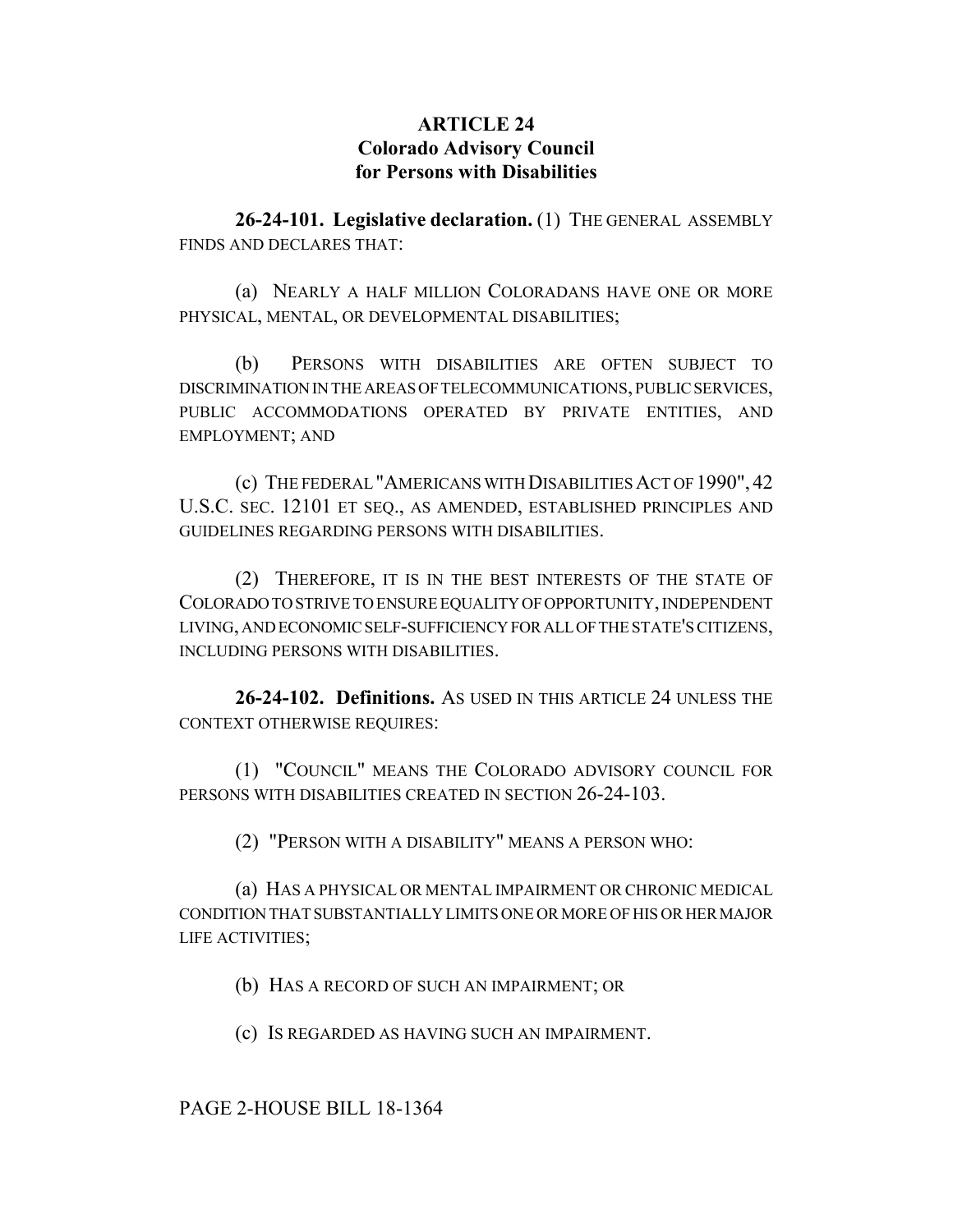## ARTICLE 24
## Colorado Advisory Council for Persons with Disabilities

**26-24-101. Legislative declaration.** (1) THE GENERAL ASSEMBLY FINDS AND DECLARES THAT:

(a) NEARLY A HALF MILLION COLORADANS HAVE ONE OR MORE PHYSICAL, MENTAL, OR DEVELOPMENTAL DISABILITIES;

(b) PERSONS WITH DISABILITIES ARE OFTEN SUBJECT TO DISCRIMINATION IN THE AREAS OF TELECOMMUNICATIONS, PUBLIC SERVICES, PUBLIC ACCOMMODATIONS OPERATED BY PRIVATE ENTITIES, AND EMPLOYMENT; AND

(c) THE FEDERAL "AMERICANS WITH DISABILITIES ACT OF 1990", 42 U.S.C. SEC. 12101 ET SEQ., AS AMENDED, ESTABLISHED PRINCIPLES AND GUIDELINES REGARDING PERSONS WITH DISABILITIES.

(2) THEREFORE, IT IS IN THE BEST INTERESTS OF THE STATE OF COLORADO TO STRIVE TO ENSURE EQUALITY OF OPPORTUNITY, INDEPENDENT LIVING, AND ECONOMIC SELF-SUFFICIENCY FOR ALL OF THE STATE'S CITIZENS, INCLUDING PERSONS WITH DISABILITIES.

**26-24-102. Definitions.** AS USED IN THIS ARTICLE 24 UNLESS THE CONTEXT OTHERWISE REQUIRES:

(1) "COUNCIL" MEANS THE COLORADO ADVISORY COUNCIL FOR PERSONS WITH DISABILITIES CREATED IN SECTION 26-24-103.

(2) "PERSON WITH A DISABILITY" MEANS A PERSON WHO:

(a) HAS A PHYSICAL OR MENTAL IMPAIRMENT OR CHRONIC MEDICAL CONDITION THAT SUBSTANTIALLY LIMITS ONE OR MORE OF HIS OR HER MAJOR LIFE ACTIVITIES;

(b) HAS A RECORD OF SUCH AN IMPAIRMENT; OR

(c) IS REGARDED AS HAVING SUCH AN IMPAIRMENT.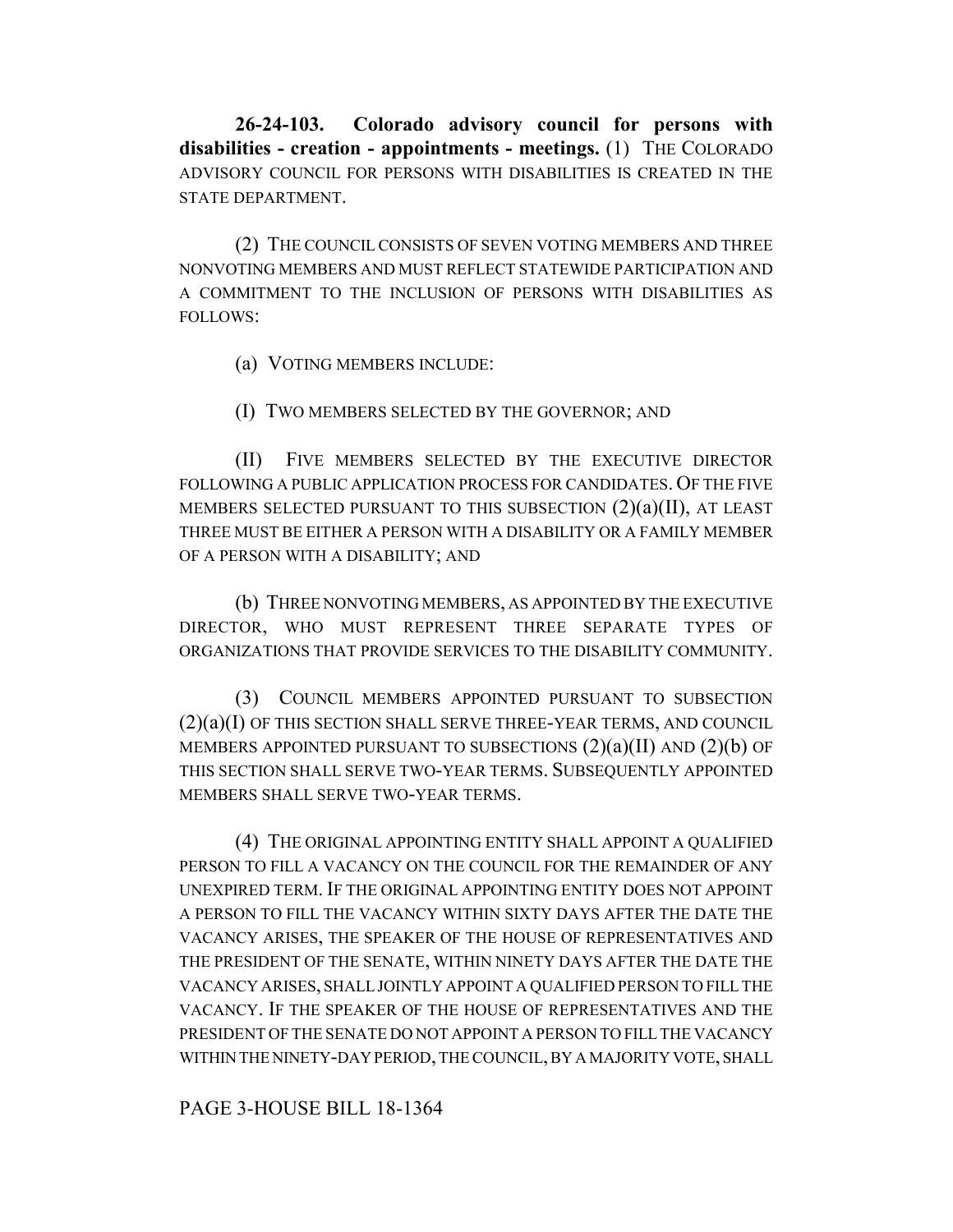**26-24-103. Colorado advisory council for persons with disabilities - creation - appointments - meetings.** (1) THE COLORADO ADVISORY COUNCIL FOR PERSONS WITH DISABILITIES IS CREATED IN THE STATE DEPARTMENT.

(2) THE COUNCIL CONSISTS OF SEVEN VOTING MEMBERS AND THREE NONVOTING MEMBERS AND MUST REFLECT STATEWIDE PARTICIPATION AND A COMMITMENT TO THE INCLUSION OF PERSONS WITH DISABILITIES AS FOLLOWS:

(a) VOTING MEMBERS INCLUDE:

(I) TWO MEMBERS SELECTED BY THE GOVERNOR; AND

(II) FIVE MEMBERS SELECTED BY THE EXECUTIVE DIRECTOR FOLLOWING A PUBLIC APPLICATION PROCESS FOR CANDIDATES. OF THE FIVE MEMBERS SELECTED PURSUANT TO THIS SUBSECTION (2)(a)(II), AT LEAST THREE MUST BE EITHER A PERSON WITH A DISABILITY OR A FAMILY MEMBER OF A PERSON WITH A DISABILITY; AND

(b) THREE NONVOTING MEMBERS, AS APPOINTED BY THE EXECUTIVE DIRECTOR, WHO MUST REPRESENT THREE SEPARATE TYPES OF ORGANIZATIONS THAT PROVIDE SERVICES TO THE DISABILITY COMMUNITY.

(3) COUNCIL MEMBERS APPOINTED PURSUANT TO SUBSECTION (2)(a)(I) OF THIS SECTION SHALL SERVE THREE-YEAR TERMS, AND COUNCIL MEMBERS APPOINTED PURSUANT TO SUBSECTIONS (2)(a)(II) AND (2)(b) OF THIS SECTION SHALL SERVE TWO-YEAR TERMS. SUBSEQUENTLY APPOINTED MEMBERS SHALL SERVE TWO-YEAR TERMS.

(4) THE ORIGINAL APPOINTING ENTITY SHALL APPOINT A QUALIFIED PERSON TO FILL A VACANCY ON THE COUNCIL FOR THE REMAINDER OF ANY UNEXPIRED TERM. IF THE ORIGINAL APPOINTING ENTITY DOES NOT APPOINT A PERSON TO FILL THE VACANCY WITHIN SIXTY DAYS AFTER THE DATE THE VACANCY ARISES, THE SPEAKER OF THE HOUSE OF REPRESENTATIVES AND THE PRESIDENT OF THE SENATE, WITHIN NINETY DAYS AFTER THE DATE THE VACANCY ARISES, SHALL JOINTLY APPOINT A QUALIFIED PERSON TO FILL THE VACANCY. IF THE SPEAKER OF THE HOUSE OF REPRESENTATIVES AND THE PRESIDENT OF THE SENATE DO NOT APPOINT A PERSON TO FILL THE VACANCY WITHIN THE NINETY-DAY PERIOD, THE COUNCIL, BY A MAJORITY VOTE, SHALL

PAGE 3-HOUSE BILL 18-1364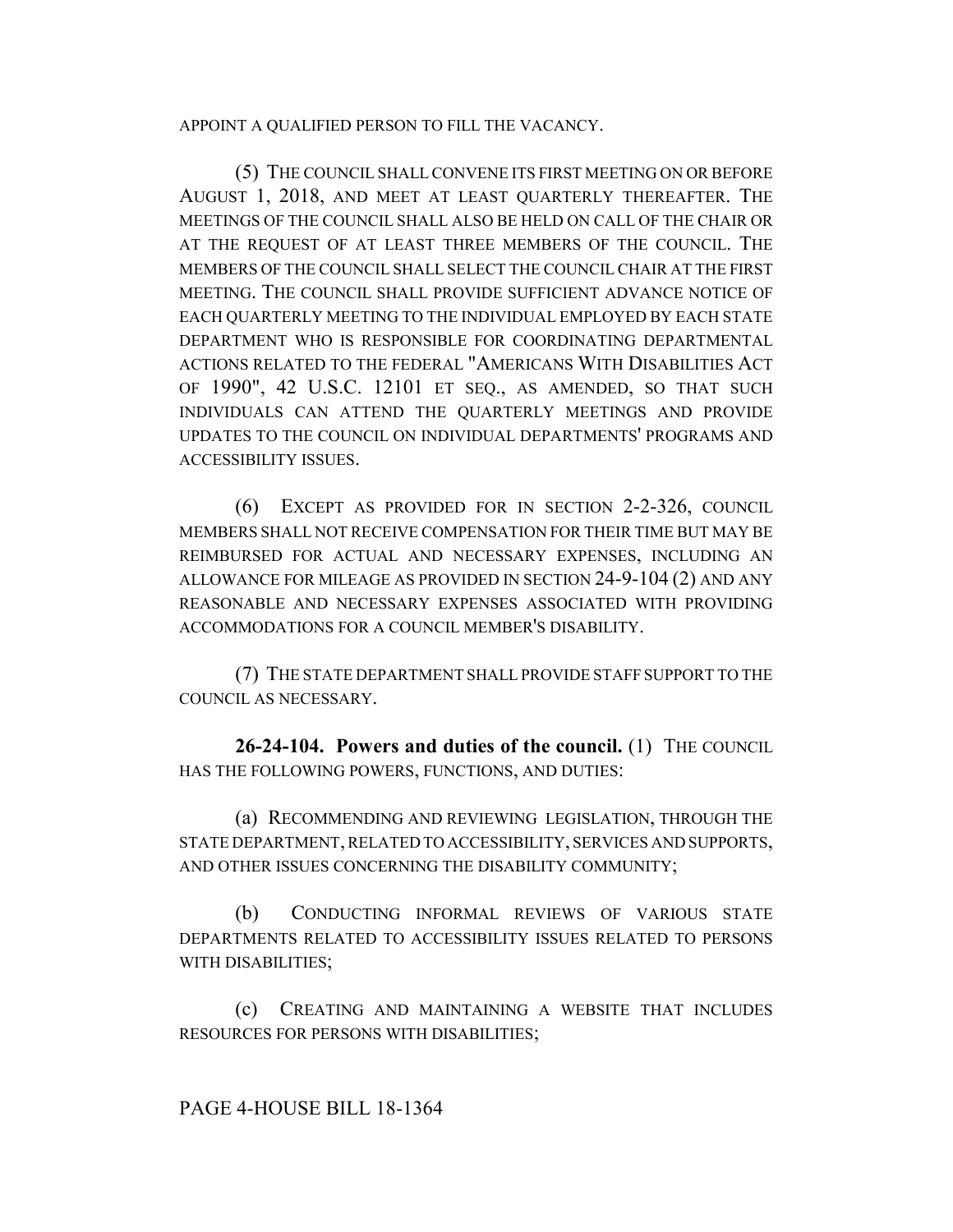APPOINT A QUALIFIED PERSON TO FILL THE VACANCY.

(5) THE COUNCIL SHALL CONVENE ITS FIRST MEETING ON OR BEFORE AUGUST 1, 2018, AND MEET AT LEAST QUARTERLY THEREAFTER. THE MEETINGS OF THE COUNCIL SHALL ALSO BE HELD ON CALL OF THE CHAIR OR AT THE REQUEST OF AT LEAST THREE MEMBERS OF THE COUNCIL. THE MEMBERS OF THE COUNCIL SHALL SELECT THE COUNCIL CHAIR AT THE FIRST MEETING. THE COUNCIL SHALL PROVIDE SUFFICIENT ADVANCE NOTICE OF EACH QUARTERLY MEETING TO THE INDIVIDUAL EMPLOYED BY EACH STATE DEPARTMENT WHO IS RESPONSIBLE FOR COORDINATING DEPARTMENTAL ACTIONS RELATED TO THE FEDERAL "AMERICANS WITH DISABILITIES ACT OF 1990", 42 U.S.C. 12101 ET SEQ., AS AMENDED, SO THAT SUCH INDIVIDUALS CAN ATTEND THE QUARTERLY MEETINGS AND PROVIDE UPDATES TO THE COUNCIL ON INDIVIDUAL DEPARTMENTS' PROGRAMS AND ACCESSIBILITY ISSUES.

(6) EXCEPT AS PROVIDED FOR IN SECTION 2-2-326, COUNCIL MEMBERS SHALL NOT RECEIVE COMPENSATION FOR THEIR TIME BUT MAY BE REIMBURSED FOR ACTUAL AND NECESSARY EXPENSES, INCLUDING AN ALLOWANCE FOR MILEAGE AS PROVIDED IN SECTION 24-9-104 (2) AND ANY REASONABLE AND NECESSARY EXPENSES ASSOCIATED WITH PROVIDING ACCOMMODATIONS FOR A COUNCIL MEMBER'S DISABILITY.

(7) THE STATE DEPARTMENT SHALL PROVIDE STAFF SUPPORT TO THE COUNCIL AS NECESSARY.

**26-24-104. Powers and duties of the council.** (1) THE COUNCIL HAS THE FOLLOWING POWERS, FUNCTIONS, AND DUTIES:

(a) RECOMMENDING AND REVIEWING LEGISLATION, THROUGH THE STATE DEPARTMENT, RELATED TO ACCESSIBILITY, SERVICES AND SUPPORTS, AND OTHER ISSUES CONCERNING THE DISABILITY COMMUNITY;

(b) CONDUCTING INFORMAL REVIEWS OF VARIOUS STATE DEPARTMENTS RELATED TO ACCESSIBILITY ISSUES RELATED TO PERSONS WITH DISABILITIES;

(c) CREATING AND MAINTAINING A WEBSITE THAT INCLUDES RESOURCES FOR PERSONS WITH DISABILITIES;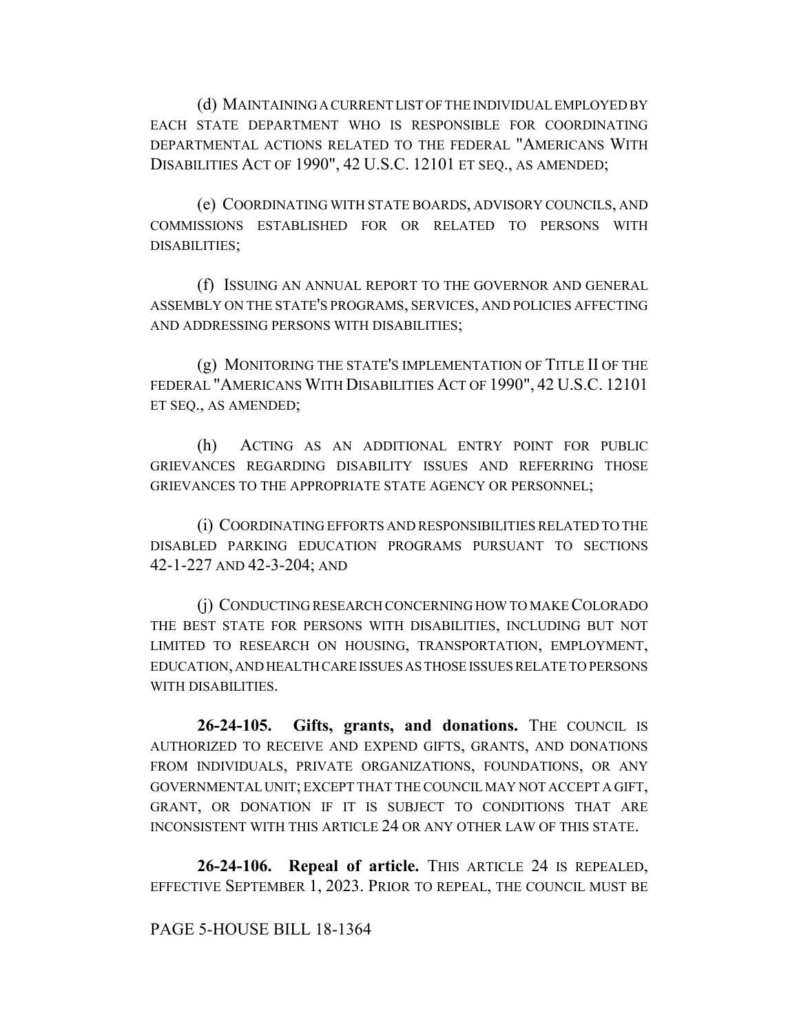(d) MAINTAINING A CURRENT LIST OF THE INDIVIDUAL EMPLOYED BY EACH STATE DEPARTMENT WHO IS RESPONSIBLE FOR COORDINATING DEPARTMENTAL ACTIONS RELATED TO THE FEDERAL "AMERICANS WITH DISABILITIES ACT OF 1990", 42 U.S.C. 12101 ET SEQ., AS AMENDED;

(e) COORDINATING WITH STATE BOARDS, ADVISORY COUNCILS, AND COMMISSIONS ESTABLISHED FOR OR RELATED TO PERSONS WITH DISABILITIES;

(f) ISSUING AN ANNUAL REPORT TO THE GOVERNOR AND GENERAL ASSEMBLY ON THE STATE'S PROGRAMS, SERVICES, AND POLICIES AFFECTING AND ADDRESSING PERSONS WITH DISABILITIES;

(g) MONITORING THE STATE'S IMPLEMENTATION OF TITLE II OF THE FEDERAL "AMERICANS WITH DISABILITIES ACT OF 1990", 42 U.S.C. 12101 ET SEQ., AS AMENDED;

(h) ACTING AS AN ADDITIONAL ENTRY POINT FOR PUBLIC GRIEVANCES REGARDING DISABILITY ISSUES AND REFERRING THOSE GRIEVANCES TO THE APPROPRIATE STATE AGENCY OR PERSONNEL;

(i) COORDINATING EFFORTS AND RESPONSIBILITIES RELATED TO THE DISABLED PARKING EDUCATION PROGRAMS PURSUANT TO SECTIONS 42-1-227 AND 42-3-204; AND

(j) CONDUCTING RESEARCH CONCERNING HOW TO MAKE COLORADO THE BEST STATE FOR PERSONS WITH DISABILITIES, INCLUDING BUT NOT LIMITED TO RESEARCH ON HOUSING, TRANSPORTATION, EMPLOYMENT, EDUCATION, AND HEALTH CARE ISSUES AS THOSE ISSUES RELATE TO PERSONS WITH DISABILITIES.

**26-24-105. Gifts, grants, and donations.** THE COUNCIL IS AUTHORIZED TO RECEIVE AND EXPEND GIFTS, GRANTS, AND DONATIONS FROM INDIVIDUALS, PRIVATE ORGANIZATIONS, FOUNDATIONS, OR ANY GOVERNMENTAL UNIT; EXCEPT THAT THE COUNCIL MAY NOT ACCEPT A GIFT, GRANT, OR DONATION IF IT IS SUBJECT TO CONDITIONS THAT ARE INCONSISTENT WITH THIS ARTICLE 24 OR ANY OTHER LAW OF THIS STATE.

**26-24-106. Repeal of article.** THIS ARTICLE 24 IS REPEALED, EFFECTIVE SEPTEMBER 1, 2023. PRIOR TO REPEAL, THE COUNCIL MUST BE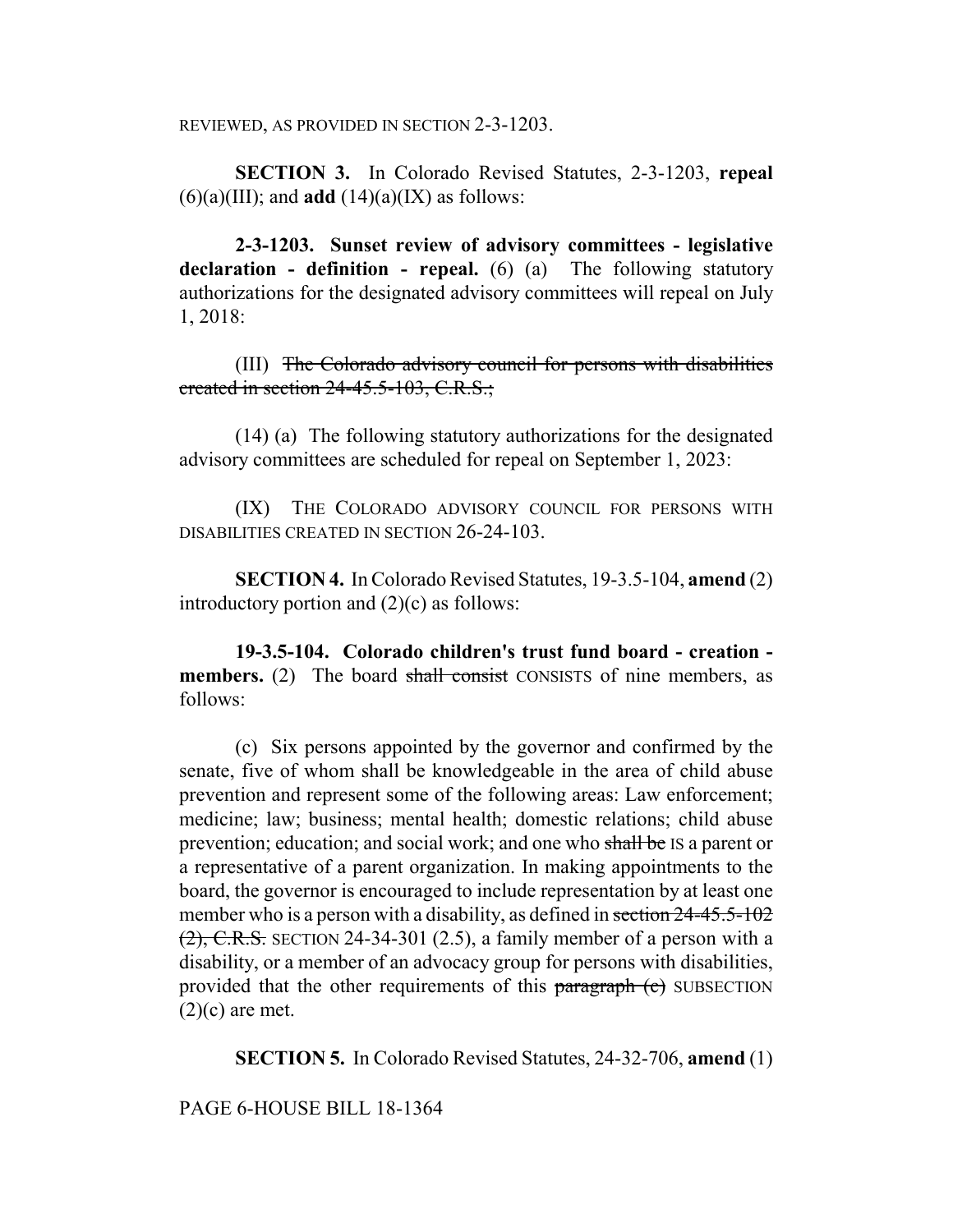REVIEWED, AS PROVIDED IN SECTION 2-3-1203.

**SECTION 3.** In Colorado Revised Statutes, 2-3-1203, **repeal** (6)(a)(III); and **add** (14)(a)(IX) as follows:

**2-3-1203. Sunset review of advisory committees - legislative declaration - definition - repeal.** (6) (a) The following statutory authorizations for the designated advisory committees will repeal on July 1, 2018:

(III) ~~The Colorado advisory council for persons with disabilities created in section 24-45.5-103, C.R.S.;~~

(14) (a) The following statutory authorizations for the designated advisory committees are scheduled for repeal on September 1, 2023:

(IX) THE COLORADO ADVISORY COUNCIL FOR PERSONS WITH DISABILITIES CREATED IN SECTION 26-24-103.

**SECTION 4.** In Colorado Revised Statutes, 19-3.5-104, **amend** (2) introductory portion and (2)(c) as follows:

**19-3.5-104. Colorado children's trust fund board - creation - members.** (2) The board ~~shall consist~~ CONSISTS of nine members, as follows:

(c) Six persons appointed by the governor and confirmed by the senate, five of whom shall be knowledgeable in the area of child abuse prevention and represent some of the following areas: Law enforcement; medicine; law; business; mental health; domestic relations; child abuse prevention; education; and social work; and one who ~~shall be~~ IS a parent or a representative of a parent organization. In making appointments to the board, the governor is encouraged to include representation by at least one member who is a person with a disability, as defined in ~~section 24-45.5-102 (2), C.R.S.~~ SECTION 24-34-301 (2.5), a family member of a person with a disability, or a member of an advocacy group for persons with disabilities, provided that the other requirements of this ~~paragraph (c)~~ SUBSECTION (2)(c) are met.

**SECTION 5.** In Colorado Revised Statutes, 24-32-706, **amend** (1)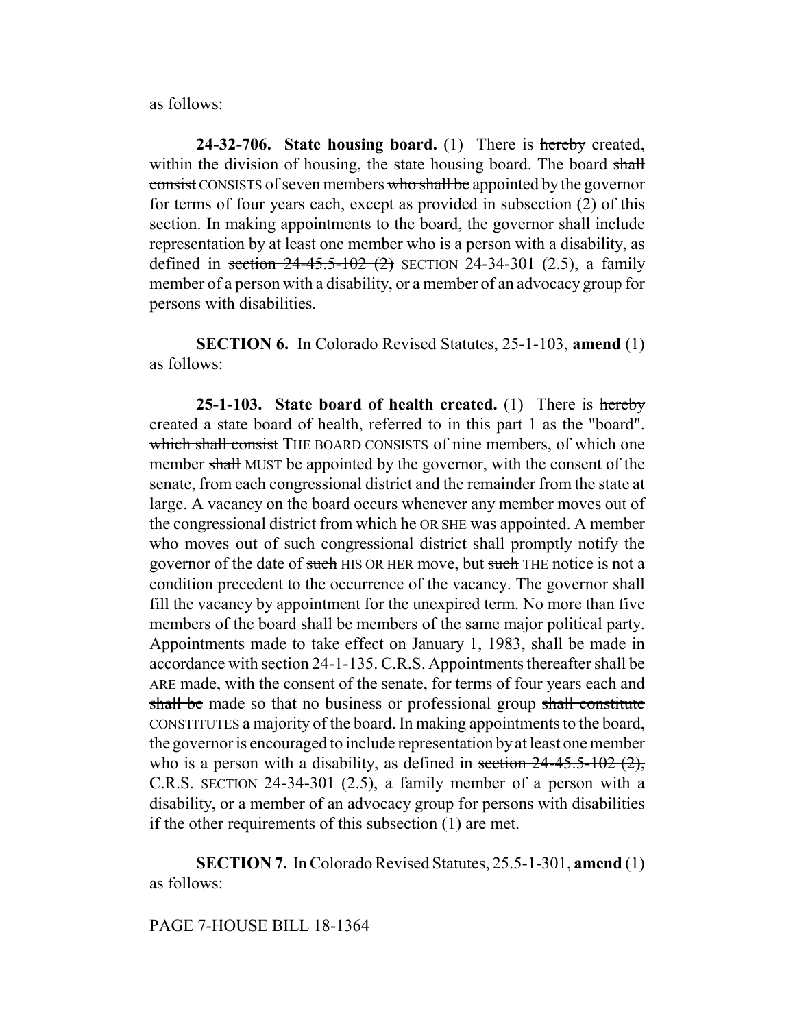as follows:

**24-32-706. State housing board.** (1) There is ~~hereby~~ created, within the division of housing, the state housing board. The board ~~shall consist~~ CONSISTS of seven members ~~who shall be~~ appointed by the governor for terms of four years each, except as provided in subsection (2) of this section. In making appointments to the board, the governor shall include representation by at least one member who is a person with a disability, as defined in ~~section 24-45.5-102 (2)~~ SECTION 24-34-301 (2.5), a family member of a person with a disability, or a member of an advocacy group for persons with disabilities.

**SECTION 6.** In Colorado Revised Statutes, 25-1-103, **amend** (1) as follows:

**25-1-103. State board of health created.** (1) There is ~~hereby~~ created a state board of health, referred to in this part 1 as the "board". ~~which shall consist~~ THE BOARD CONSISTS of nine members, of which one member ~~shall~~ MUST be appointed by the governor, with the consent of the senate, from each congressional district and the remainder from the state at large. A vacancy on the board occurs whenever any member moves out of the congressional district from which he OR SHE was appointed. A member who moves out of such congressional district shall promptly notify the governor of the date of ~~such~~ HIS OR HER move, but ~~such~~ THE notice is not a condition precedent to the occurrence of the vacancy. The governor shall fill the vacancy by appointment for the unexpired term. No more than five members of the board shall be members of the same major political party. Appointments made to take effect on January 1, 1983, shall be made in accordance with section 24-1-135. ~~C.R.S.~~ Appointments thereafter ~~shall be~~ ARE made, with the consent of the senate, for terms of four years each and ~~shall be~~ made so that no business or professional group ~~shall constitute~~ CONSTITUTES a majority of the board. In making appointments to the board, the governor is encouraged to include representation by at least one member who is a person with a disability, as defined in ~~section 24-45.5-102 (2), C.R.S.~~ SECTION 24-34-301 (2.5), a family member of a person with a disability, or a member of an advocacy group for persons with disabilities if the other requirements of this subsection (1) are met.

**SECTION 7.** In Colorado Revised Statutes, 25.5-1-301, **amend** (1) as follows: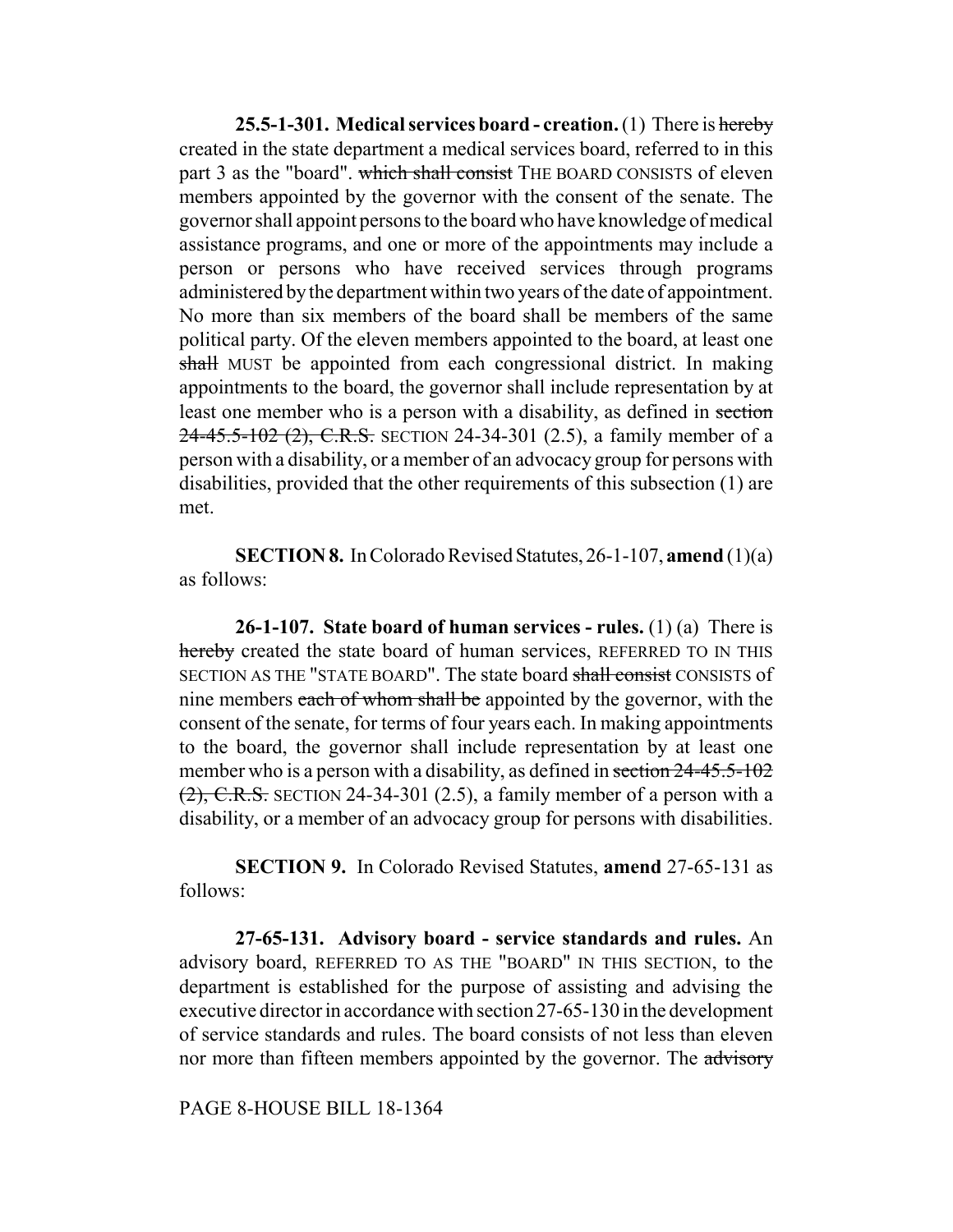**25.5-1-301. Medical services board - creation.** (1) There is ~~hereby~~ created in the state department a medical services board, referred to in this part 3 as the "board". ~~which shall consist~~ THE BOARD CONSISTS of eleven members appointed by the governor with the consent of the senate. The governor shall appoint persons to the board who have knowledge of medical assistance programs, and one or more of the appointments may include a person or persons who have received services through programs administered by the department within two years of the date of appointment. No more than six members of the board shall be members of the same political party. Of the eleven members appointed to the board, at least one ~~shall~~ MUST be appointed from each congressional district. In making appointments to the board, the governor shall include representation by at least one member who is a person with a disability, as defined in ~~section 24-45.5-102 (2), C.R.S.~~ SECTION 24-34-301 (2.5), a family member of a person with a disability, or a member of an advocacy group for persons with disabilities, provided that the other requirements of this subsection (1) are met.

**SECTION 8.** In Colorado Revised Statutes, 26-1-107, **amend** (1)(a) as follows:

**26-1-107. State board of human services - rules.** (1) (a) There is ~~hereby~~ created the state board of human services, REFERRED TO IN THIS SECTION AS THE "STATE BOARD". The state board ~~shall consist~~ CONSISTS of nine members ~~each of whom shall be~~ appointed by the governor, with the consent of the senate, for terms of four years each. In making appointments to the board, the governor shall include representation by at least one member who is a person with a disability, as defined in ~~section 24-45.5-102 (2), C.R.S.~~ SECTION 24-34-301 (2.5), a family member of a person with a disability, or a member of an advocacy group for persons with disabilities.

**SECTION 9.** In Colorado Revised Statutes, **amend** 27-65-131 as follows:

**27-65-131. Advisory board - service standards and rules.** An advisory board, REFERRED TO AS THE "BOARD" IN THIS SECTION, to the department is established for the purpose of assisting and advising the executive director in accordance with section 27-65-130 in the development of service standards and rules. The board consists of not less than eleven nor more than fifteen members appointed by the governor. The ~~advisory~~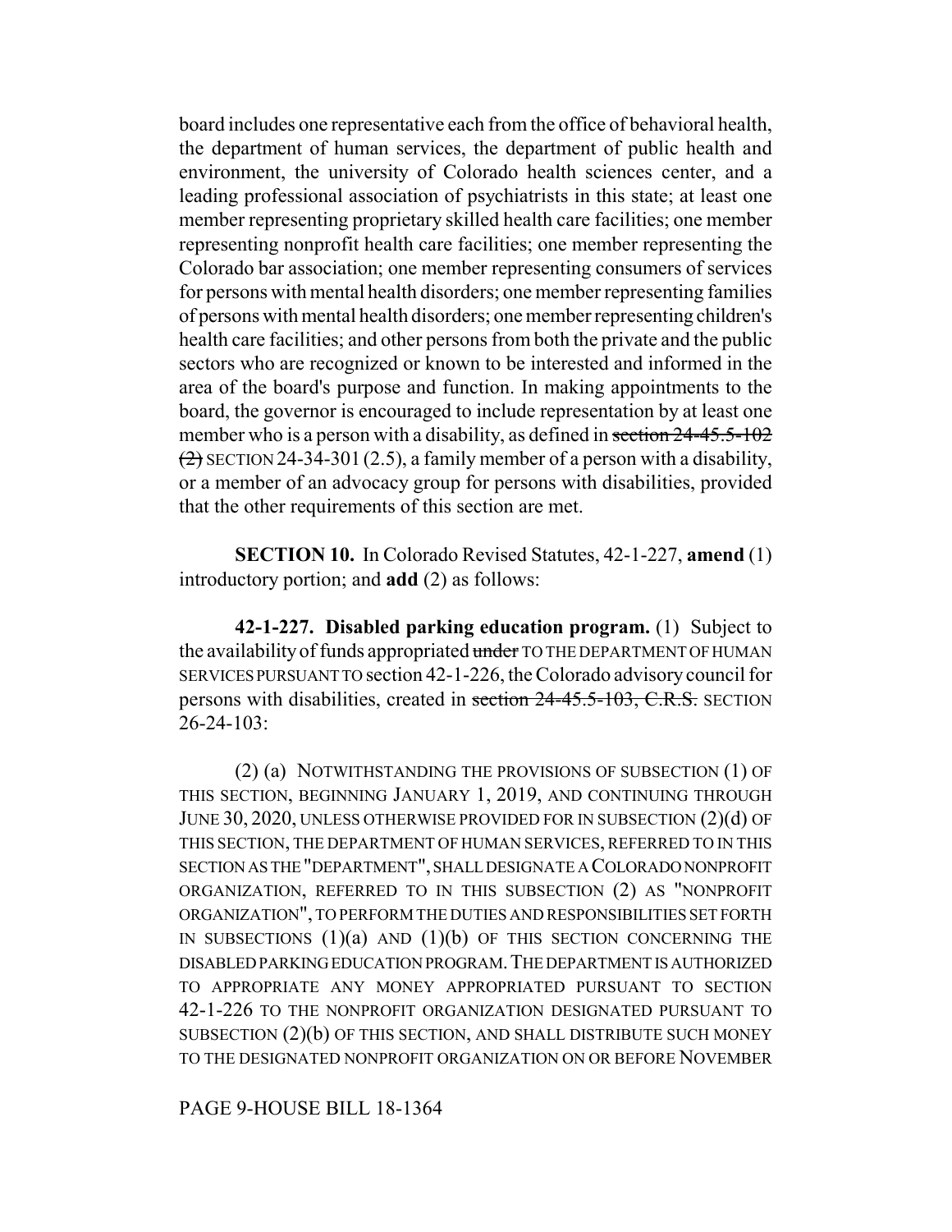board includes one representative each from the office of behavioral health, the department of human services, the department of public health and environment, the university of Colorado health sciences center, and a leading professional association of psychiatrists in this state; at least one member representing proprietary skilled health care facilities; one member representing nonprofit health care facilities; one member representing the Colorado bar association; one member representing consumers of services for persons with mental health disorders; one member representing families of persons with mental health disorders; one member representing children's health care facilities; and other persons from both the private and the public sectors who are recognized or known to be interested and informed in the area of the board's purpose and function. In making appointments to the board, the governor is encouraged to include representation by at least one member who is a person with a disability, as defined in ~~section 24-45.5-102 (2)~~ SECTION 24-34-301 (2.5), a family member of a person with a disability, or a member of an advocacy group for persons with disabilities, provided that the other requirements of this section are met.

**SECTION 10.** In Colorado Revised Statutes, 42-1-227, **amend** (1) introductory portion; and **add** (2) as follows:

**42-1-227. Disabled parking education program.** (1) Subject to the availability of funds appropriated ~~under~~ TO THE DEPARTMENT OF HUMAN SERVICES PURSUANT TO section 42-1-226, the Colorado advisory council for persons with disabilities, created in ~~section 24-45.5-103, C.R.S.~~ SECTION 26-24-103:

(2) (a) NOTWITHSTANDING THE PROVISIONS OF SUBSECTION (1) OF THIS SECTION, BEGINNING JANUARY 1, 2019, AND CONTINUING THROUGH JUNE 30, 2020, UNLESS OTHERWISE PROVIDED FOR IN SUBSECTION (2)(d) OF THIS SECTION, THE DEPARTMENT OF HUMAN SERVICES, REFERRED TO IN THIS SECTION AS THE "DEPARTMENT", SHALL DESIGNATE A COLORADO NONPROFIT ORGANIZATION, REFERRED TO IN THIS SUBSECTION (2) AS "NONPROFIT ORGANIZATION", TO PERFORM THE DUTIES AND RESPONSIBILITIES SET FORTH IN SUBSECTIONS (1)(a) AND (1)(b) OF THIS SECTION CONCERNING THE DISABLED PARKING EDUCATION PROGRAM. THE DEPARTMENT IS AUTHORIZED TO APPROPRIATE ANY MONEY APPROPRIATED PURSUANT TO SECTION 42-1-226 TO THE NONPROFIT ORGANIZATION DESIGNATED PURSUANT TO SUBSECTION (2)(b) OF THIS SECTION, AND SHALL DISTRIBUTE SUCH MONEY TO THE DESIGNATED NONPROFIT ORGANIZATION ON OR BEFORE NOVEMBER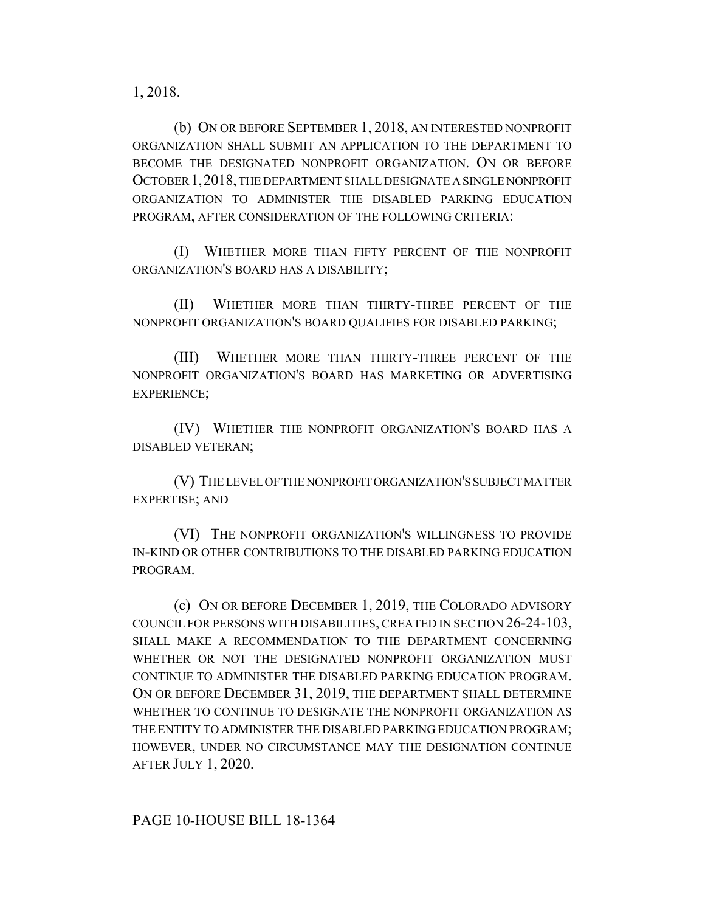1, 2018.

(b) ON OR BEFORE SEPTEMBER 1, 2018, AN INTERESTED NONPROFIT ORGANIZATION SHALL SUBMIT AN APPLICATION TO THE DEPARTMENT TO BECOME THE DESIGNATED NONPROFIT ORGANIZATION. ON OR BEFORE OCTOBER 1, 2018, THE DEPARTMENT SHALL DESIGNATE A SINGLE NONPROFIT ORGANIZATION TO ADMINISTER THE DISABLED PARKING EDUCATION PROGRAM, AFTER CONSIDERATION OF THE FOLLOWING CRITERIA:

(I) WHETHER MORE THAN FIFTY PERCENT OF THE NONPROFIT ORGANIZATION'S BOARD HAS A DISABILITY;

(II) WHETHER MORE THAN THIRTY-THREE PERCENT OF THE NONPROFIT ORGANIZATION'S BOARD QUALIFIES FOR DISABLED PARKING;

(III) WHETHER MORE THAN THIRTY-THREE PERCENT OF THE NONPROFIT ORGANIZATION'S BOARD HAS MARKETING OR ADVERTISING EXPERIENCE;

(IV) WHETHER THE NONPROFIT ORGANIZATION'S BOARD HAS A DISABLED VETERAN;

(V) THE LEVEL OF THE NONPROFIT ORGANIZATION'S SUBJECT MATTER EXPERTISE; AND

(VI) THE NONPROFIT ORGANIZATION'S WILLINGNESS TO PROVIDE IN-KIND OR OTHER CONTRIBUTIONS TO THE DISABLED PARKING EDUCATION PROGRAM.

(c) ON OR BEFORE DECEMBER 1, 2019, THE COLORADO ADVISORY COUNCIL FOR PERSONS WITH DISABILITIES, CREATED IN SECTION 26-24-103, SHALL MAKE A RECOMMENDATION TO THE DEPARTMENT CONCERNING WHETHER OR NOT THE DESIGNATED NONPROFIT ORGANIZATION MUST CONTINUE TO ADMINISTER THE DISABLED PARKING EDUCATION PROGRAM. ON OR BEFORE DECEMBER 31, 2019, THE DEPARTMENT SHALL DETERMINE WHETHER TO CONTINUE TO DESIGNATE THE NONPROFIT ORGANIZATION AS THE ENTITY TO ADMINISTER THE DISABLED PARKING EDUCATION PROGRAM; HOWEVER, UNDER NO CIRCUMSTANCE MAY THE DESIGNATION CONTINUE AFTER JULY 1, 2020.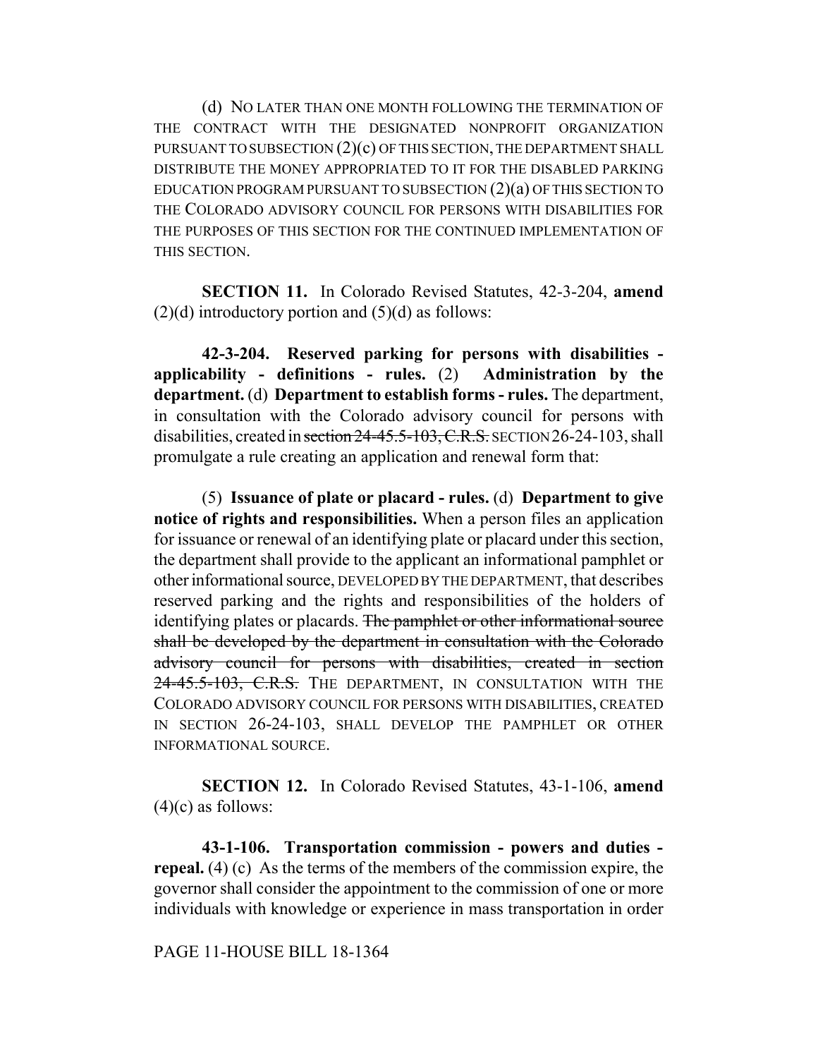(d) NO LATER THAN ONE MONTH FOLLOWING THE TERMINATION OF THE CONTRACT WITH THE DESIGNATED NONPROFIT ORGANIZATION PURSUANT TO SUBSECTION (2)(c) OF THIS SECTION, THE DEPARTMENT SHALL DISTRIBUTE THE MONEY APPROPRIATED TO IT FOR THE DISABLED PARKING EDUCATION PROGRAM PURSUANT TO SUBSECTION (2)(a) OF THIS SECTION TO THE COLORADO ADVISORY COUNCIL FOR PERSONS WITH DISABILITIES FOR THE PURPOSES OF THIS SECTION FOR THE CONTINUED IMPLEMENTATION OF THIS SECTION.

**SECTION 11.** In Colorado Revised Statutes, 42-3-204, **amend** (2)(d) introductory portion and (5)(d) as follows:

**42-3-204. Reserved parking for persons with disabilities - applicability - definitions - rules.** (2) **Administration by the department.** (d) **Department to establish forms - rules.** The department, in consultation with the Colorado advisory council for persons with disabilities, created in ~~section 24-45.5-103, C.R.S.~~ SECTION 26-24-103, shall promulgate a rule creating an application and renewal form that:

(5) **Issuance of plate or placard - rules.** (d) **Department to give notice of rights and responsibilities.** When a person files an application for issuance or renewal of an identifying plate or placard under this section, the department shall provide to the applicant an informational pamphlet or other informational source, DEVELOPED BY THE DEPARTMENT, that describes reserved parking and the rights and responsibilities of the holders of identifying plates or placards. ~~The pamphlet or other informational source shall be developed by the department in consultation with the Colorado advisory council for persons with disabilities, created in section 24-45.5-103, C.R.S.~~ THE DEPARTMENT, IN CONSULTATION WITH THE COLORADO ADVISORY COUNCIL FOR PERSONS WITH DISABILITIES, CREATED IN SECTION 26-24-103, SHALL DEVELOP THE PAMPHLET OR OTHER INFORMATIONAL SOURCE.

**SECTION 12.** In Colorado Revised Statutes, 43-1-106, **amend** (4)(c) as follows:

**43-1-106. Transportation commission - powers and duties - repeal.** (4) (c) As the terms of the members of the commission expire, the governor shall consider the appointment to the commission of one or more individuals with knowledge or experience in mass transportation in order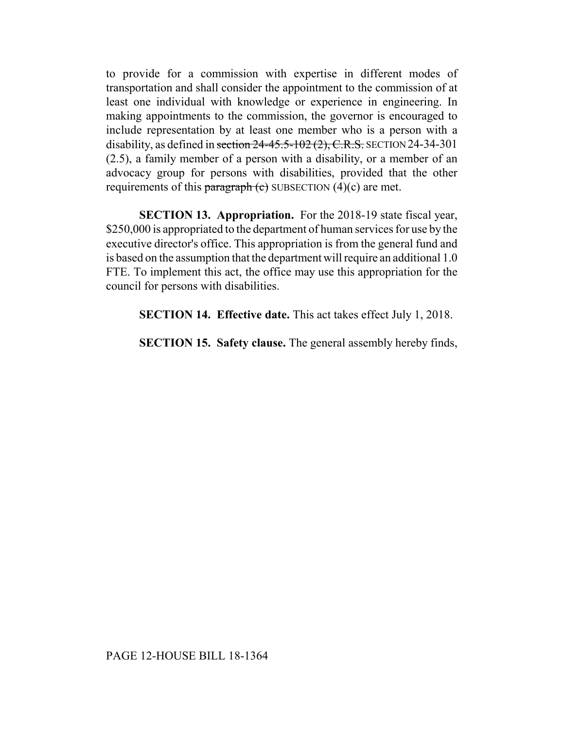to provide for a commission with expertise in different modes of transportation and shall consider the appointment to the commission of at least one individual with knowledge or experience in engineering. In making appointments to the commission, the governor is encouraged to include representation by at least one member who is a person with a disability, as defined in ~~section 24-45.5-102 (2), C.R.S.~~ SECTION 24-34-301 (2.5), a family member of a person with a disability, or a member of an advocacy group for persons with disabilities, provided that the other requirements of this ~~paragraph (c)~~ SUBSECTION (4)(c) are met.

**SECTION 13. Appropriation.** For the 2018-19 state fiscal year, $250,000 is appropriated to the department of human services for use by the executive director's office. This appropriation is from the general fund and is based on the assumption that the department will require an additional 1.0 FTE. To implement this act, the office may use this appropriation for the council for persons with disabilities.

**SECTION 14. Effective date.** This act takes effect July 1, 2018.

**SECTION 15. Safety clause.** The general assembly hereby finds,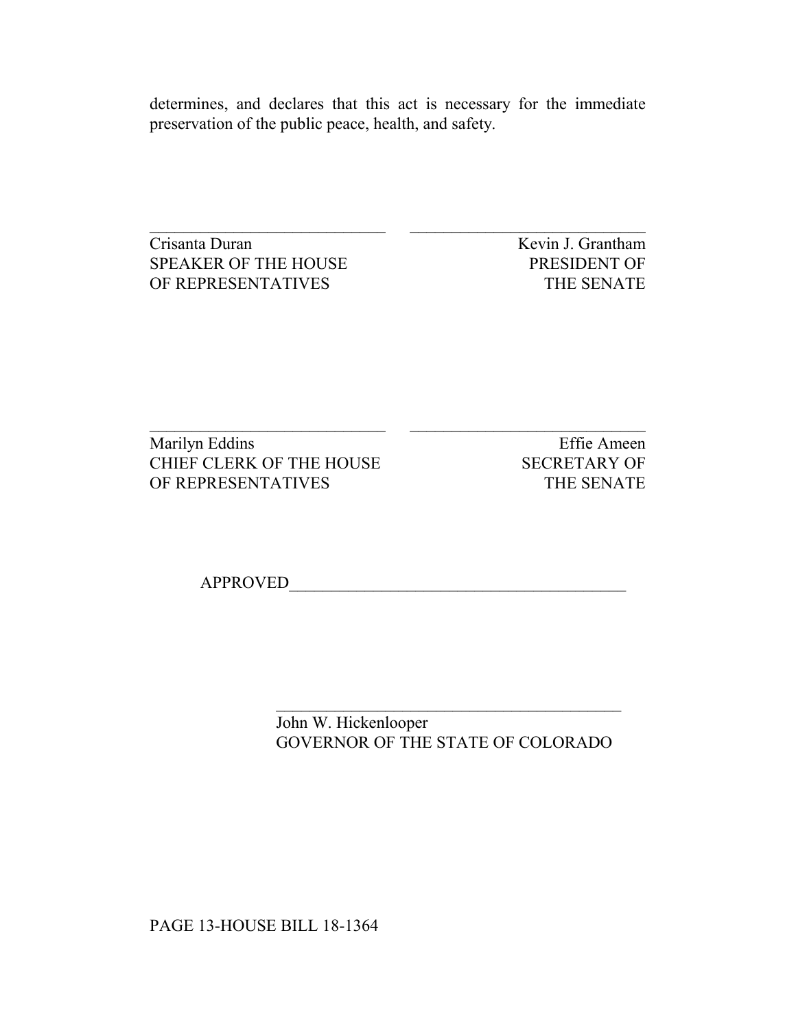determines, and declares that this act is necessary for the immediate preservation of the public peace, health, and safety.

____________________________ ____________________________
Crisanta Duran
SPEAKER OF THE HOUSE
OF REPRESENTATIVES

Kevin J. Grantham
PRESIDENT OF
THE SENATE

____________________________ ____________________________
Marilyn Eddins
CHIEF CLERK OF THE HOUSE
OF REPRESENTATIVES

Effie Ameen
SECRETARY OF
THE SENATE

APPROVED________________________________________

_________________________________________
John W. Hickenlooper
GOVERNOR OF THE STATE OF COLORADO

PAGE 13-HOUSE BILL 18-1364